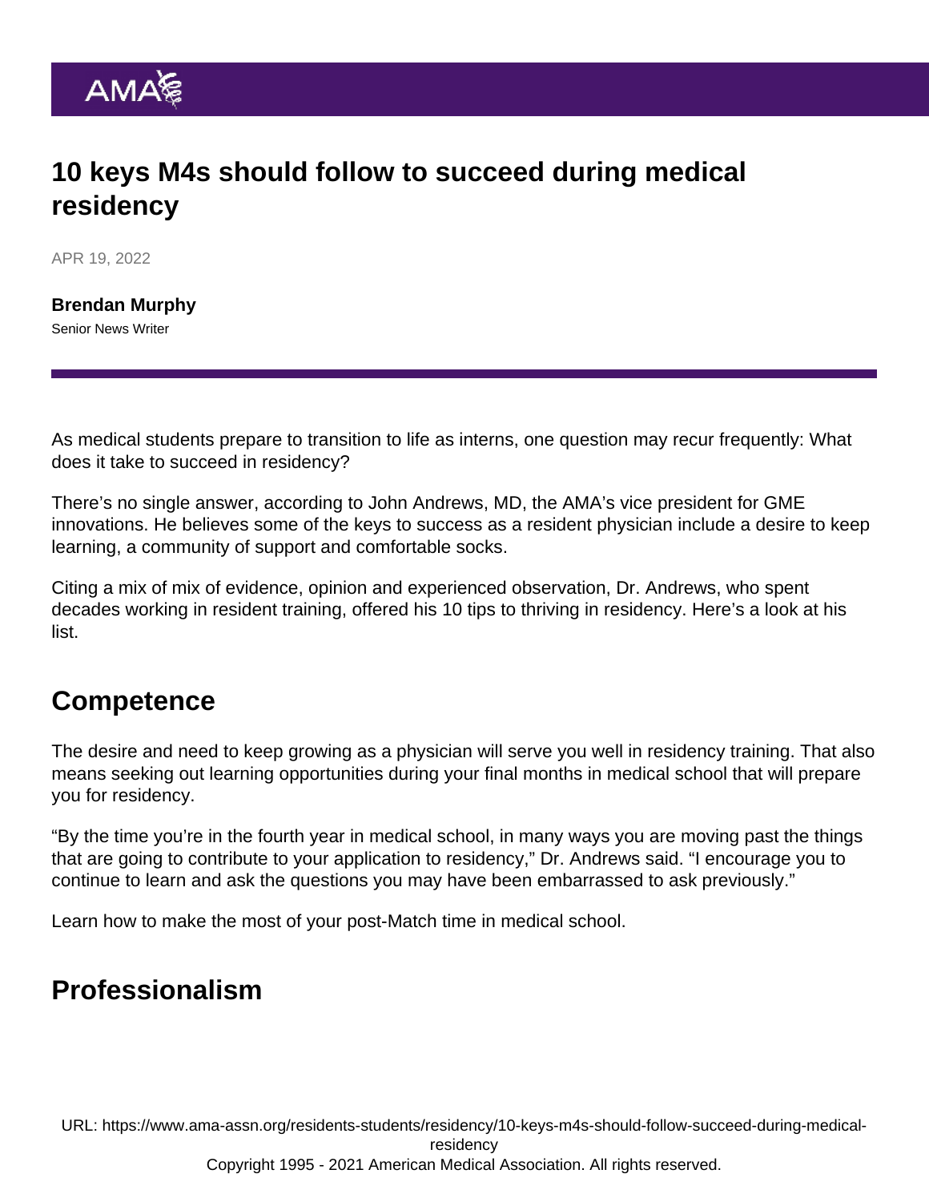# 10 keys M4s should follow to succeed during medical residency

APR 19, 2022

**Brendan Murphy**
Senior News Writer

As medical students prepare to transition to life as interns, one question may recur frequently: What does it take to succeed in residency?

There's no single answer, according to John Andrews, MD, the AMA's vice president for GME innovations. He believes some of the keys to success as a resident physician include a desire to keep learning, a community of support and comfortable socks.

Citing a mix of mix of evidence, opinion and experienced observation, Dr. Andrews, who spent decades working in resident training, offered his 10 tips to thriving in residency. Here's a look at his list.

## Competence

The desire and need to keep growing as a physician will serve you well in residency training. That also means seeking out learning opportunities during your final months in medical school that will prepare you for residency.

"By the time you're in the fourth year in medical school, in many ways you are moving past the things that are going to contribute to your application to residency," Dr. Andrews said. "I encourage you to continue to learn and ask the questions you may have been embarrassed to ask previously."

Learn how to make the most of your post-Match time in medical school.

## Professionalism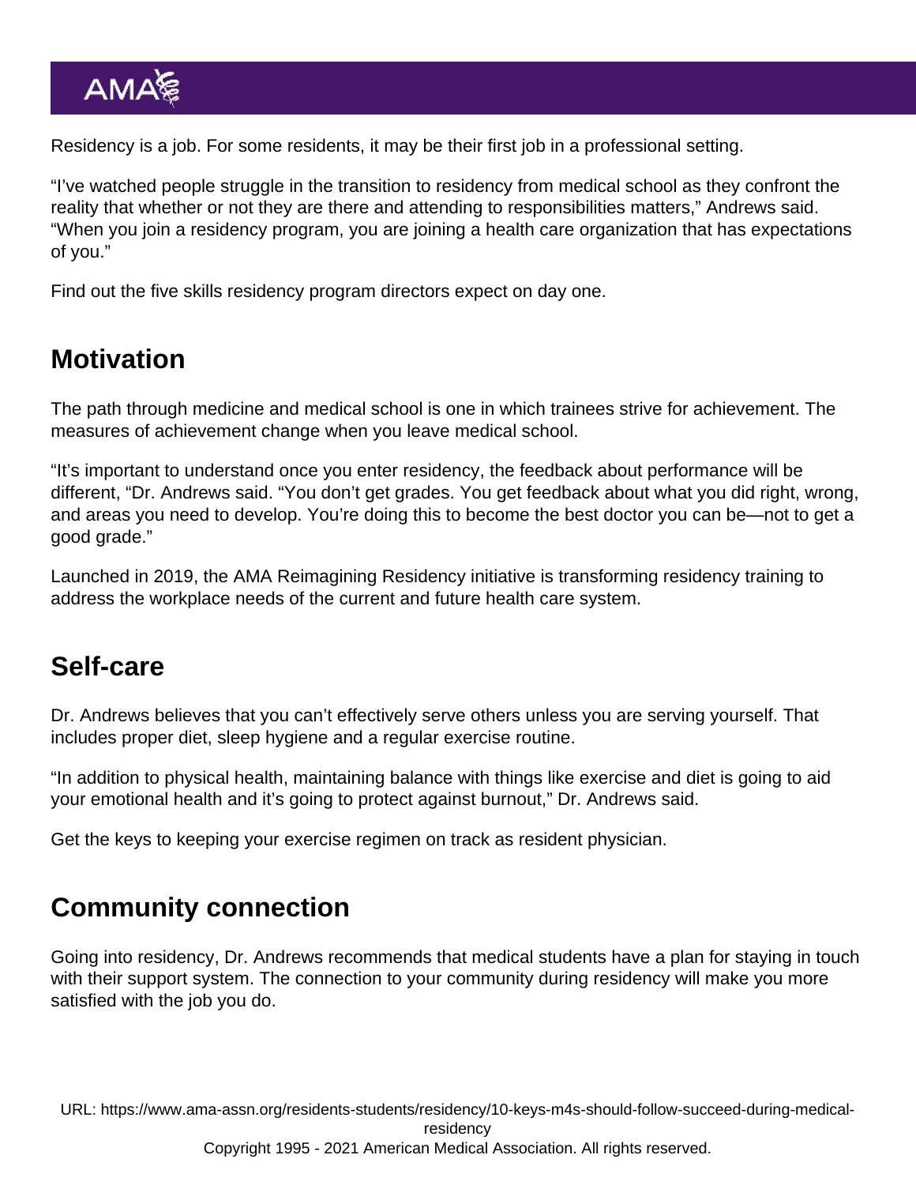Residency is a job. For some residents, it may be their first job in a professional setting.

“I’ve watched people struggle in the transition to residency from medical school as they confront the reality that whether or not they are there and attending to responsibilities matters,” Andrews said. “When you join a residency program, you are joining a health care organization that has expectations of you.”

Find out the five skills residency program directors expect on day one.

## Motivation

The path through medicine and medical school is one in which trainees strive for achievement. The measures of achievement change when you leave medical school.

“It’s important to understand once you enter residency, the feedback about performance will be different, “Dr. Andrews said. “You don’t get grades. You get feedback about what you did right, wrong, and areas you need to develop. You’re doing this to become the best doctor you can be—not to get a good grade.”

Launched in 2019, the AMA Reimagining Residency initiative is transforming residency training to address the workplace needs of the current and future health care system.

## Self-care

Dr. Andrews believes that you can’t effectively serve others unless you are serving yourself. That includes proper diet, sleep hygiene and a regular exercise routine.

“In addition to physical health, maintaining balance with things like exercise and diet is going to aid your emotional health and it’s going to protect against burnout,” Dr. Andrews said.

Get the keys to keeping your exercise regimen on track as resident physician.

## Community connection

Going into residency, Dr. Andrews recommends that medical students have a plan for staying in touch with their support system. The connection to your community during residency will make you more satisfied with the job you do.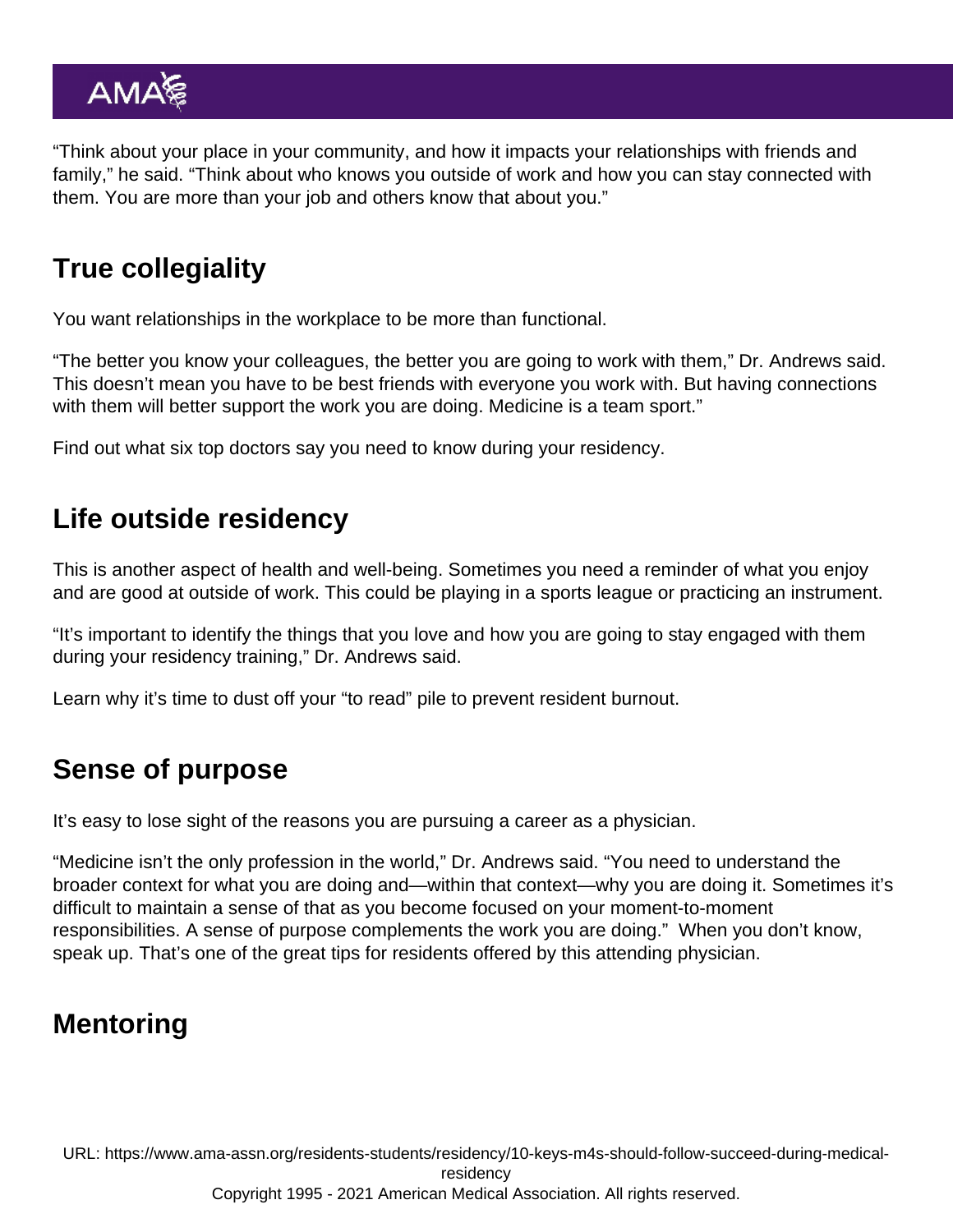"Think about your place in your community, and how it impacts your relationships with friends and family," he said. "Think about who knows you outside of work and how you can stay connected with them. You are more than your job and others know that about you."

## True collegiality

You want relationships in the workplace to be more than functional.

"The better you know your colleagues, the better you are going to work with them," Dr. Andrews said. This doesn't mean you have to be best friends with everyone you work with. But having connections with them will better support the work you are doing. Medicine is a team sport."

Find out what six top doctors say you need to know during your residency.

## Life outside residency

This is another aspect of health and well-being. Sometimes you need a reminder of what you enjoy and are good at outside of work. This could be playing in a sports league or practicing an instrument.

"It's important to identify the things that you love and how you are going to stay engaged with them during your residency training," Dr. Andrews said.

Learn why it's time to dust off your "to read" pile to prevent resident burnout.

## Sense of purpose

It's easy to lose sight of the reasons you are pursuing a career as a physician.

"Medicine isn't the only profession in the world," Dr. Andrews said. "You need to understand the broader context for what you are doing and—within that context—why you are doing it. Sometimes it's difficult to maintain a sense of that as you become focused on your moment-to-moment responsibilities. A sense of purpose complements the work you are doing." When you don't know, speak up. That's one of the great tips for residents offered by this attending physician.

## Mentoring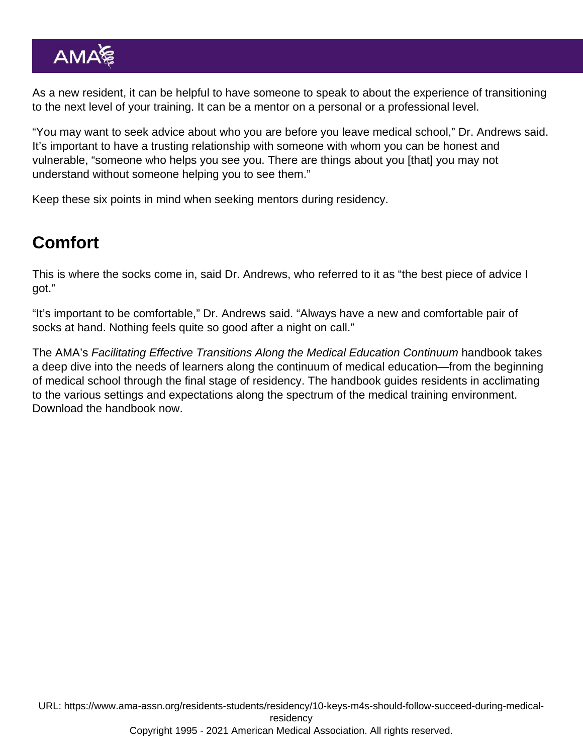As a new resident, it can be helpful to have someone to speak to about the experience of transitioning to the next level of your training. It can be a mentor on a personal or a professional level.

"You may want to seek advice about who you are before you leave medical school," Dr. Andrews said. It's important to have a trusting relationship with someone with whom you can be honest and vulnerable, "someone who helps you see you. There are things about you [that] you may not understand without someone helping you to see them."

Keep these six points in mind when seeking mentors during residency.

## Comfort

This is where the socks come in, said Dr. Andrews, who referred to it as "the best piece of advice I got."

"It's important to be comfortable," Dr. Andrews said. "Always have a new and comfortable pair of socks at hand. Nothing feels quite so good after a night on call."

The AMA's *Facilitating Effective Transitions Along the Medical Education Continuum* handbook takes a deep dive into the needs of learners along the continuum of medical education—from the beginning of medical school through the final stage of residency. The handbook guides residents in acclimating to the various settings and expectations along the spectrum of the medical training environment. Download the handbook now.